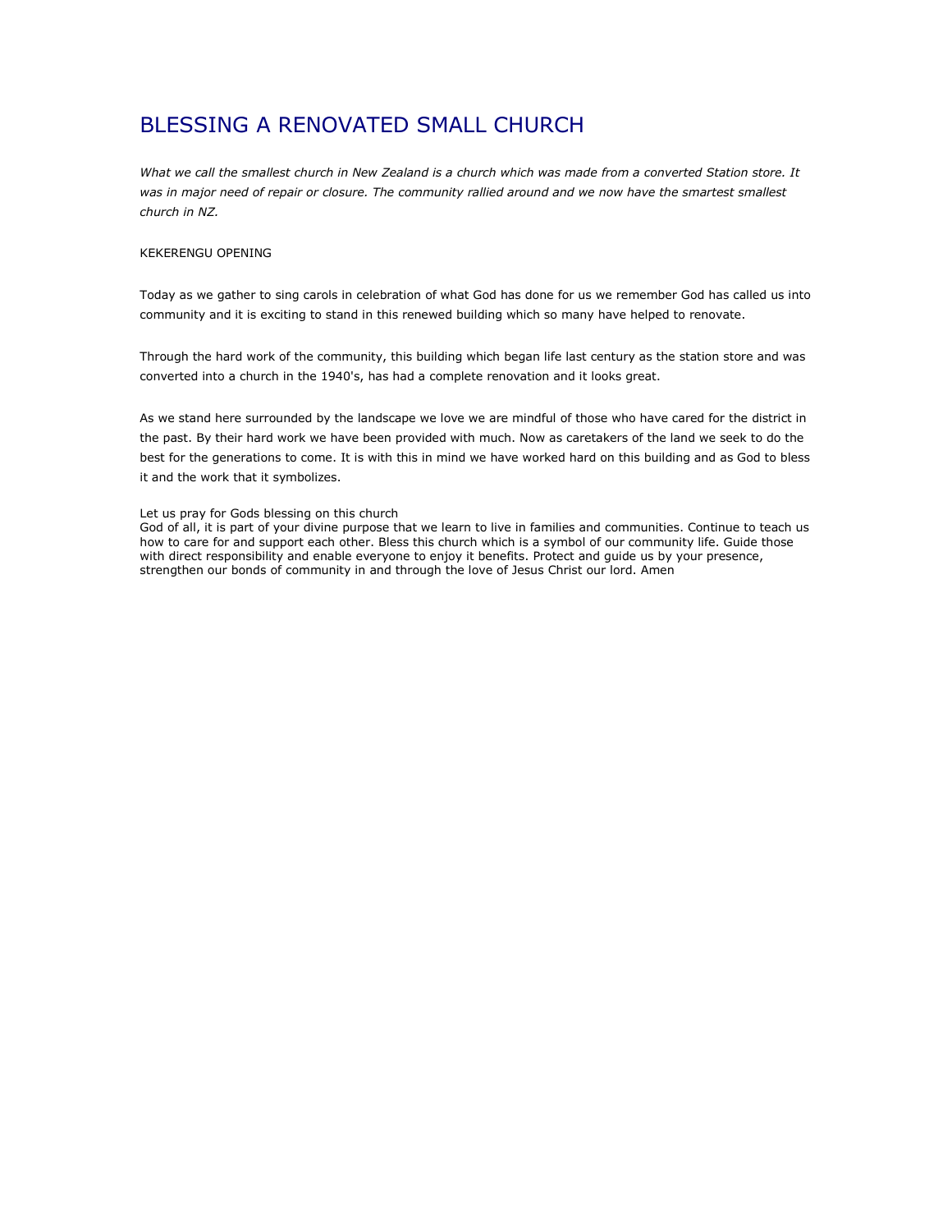# BLESSING A RENOVATED SMALL CHURCH

*What we call the smallest church in New Zealand is a church which was made from a converted Station store. It was in major need of repair or closure. The community rallied around and we now have the smartest smallest church in NZ.*

KEKERENGU OPENING

Today as we gather to sing carols in celebration of what God has done for us we remember God has called us into community and it is exciting to stand in this renewed building which so many have helped to renovate.

Through the hard work of the community, this building which began life last century as the station store and was converted into a church in the 1940's, has had a complete renovation and it looks great.

As we stand here surrounded by the landscape we love we are mindful of those who have cared for the district in the past. By their hard work we have been provided with much. Now as caretakers of the land we seek to do the best for the generations to come. It is with this in mind we have worked hard on this building and as God to bless it and the work that it symbolizes.

Let us pray for Gods blessing on this church
God of all, it is part of your divine purpose that we learn to live in families and communities. Continue to teach us how to care for and support each other. Bless this church which is a symbol of our community life. Guide those with direct responsibility and enable everyone to enjoy it benefits. Protect and guide us by your presence, strengthen our bonds of community in and through the love of Jesus Christ our lord. Amen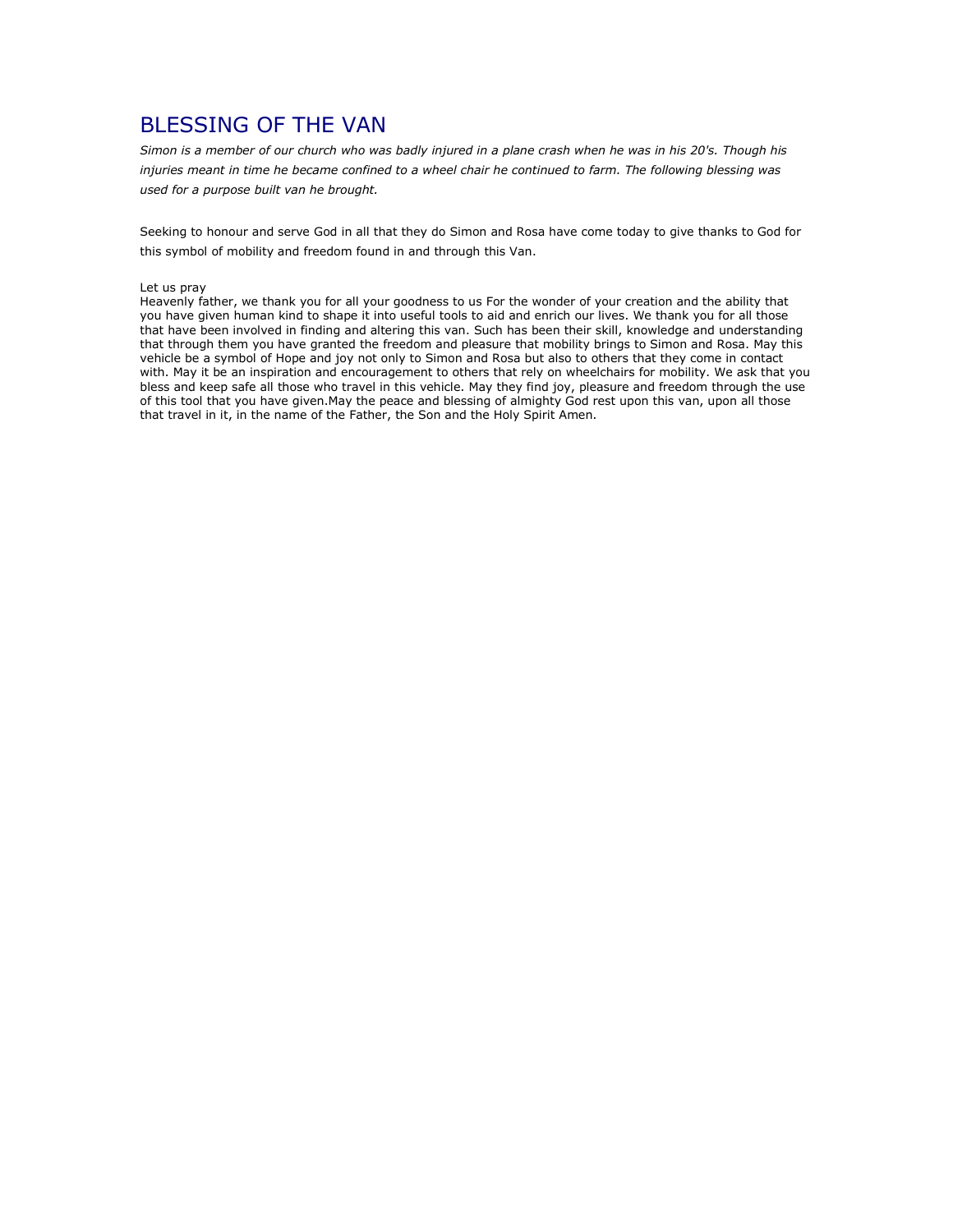# BLESSING OF THE VAN

*Simon is a member of our church who was badly injured in a plane crash when he was in his 20's. Though his injuries meant in time he became confined to a wheel chair he continued to farm. The following blessing was used for a purpose built van he brought.*

Seeking to honour and serve God in all that they do Simon and Rosa have come today to give thanks to God for this symbol of mobility and freedom found in and through this Van.

Let us pray
Heavenly father, we thank you for all your goodness to us For the wonder of your creation and the ability that you have given human kind to shape it into useful tools to aid and enrich our lives. We thank you for all those that have been involved in finding and altering this van. Such has been their skill, knowledge and understanding that through them you have granted the freedom and pleasure that mobility brings to Simon and Rosa. May this vehicle be a symbol of Hope and joy not only to Simon and Rosa but also to others that they come in contact with. May it be an inspiration and encouragement to others that rely on wheelchairs for mobility. We ask that you bless and keep safe all those who travel in this vehicle. May they find joy, pleasure and freedom through the use of this tool that you have given.May the peace and blessing of almighty God rest upon this van, upon all those that travel in it, in the name of the Father, the Son and the Holy Spirit Amen.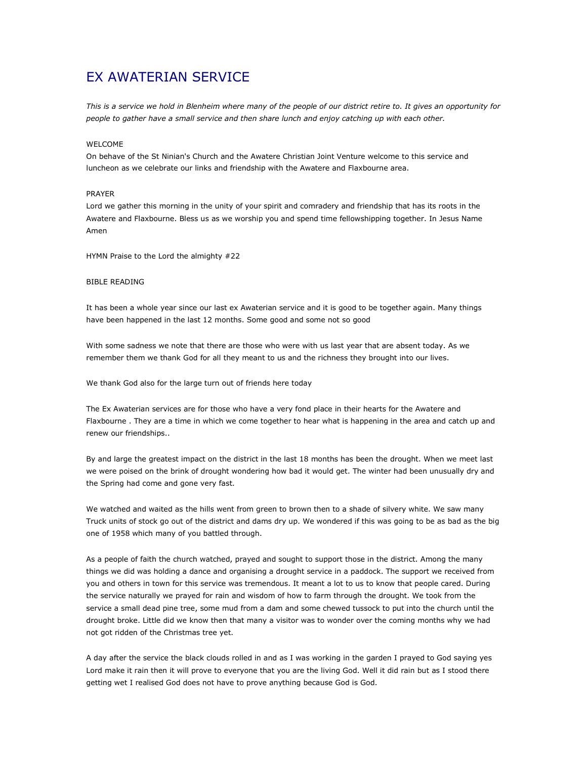# EX AWATERIAN SERVICE

*This is a service we hold in Blenheim where many of the people of our district retire to. It gives an opportunity for people to gather have a small service and then share lunch and enjoy catching up with each other.*

WELCOME
On behave of the St Ninian's Church and the Awatere Christian Joint Venture welcome to this service and luncheon as we celebrate our links and friendship with the Awatere and Flaxbourne area.

PRAYER
Lord we gather this morning in the unity of your spirit and comradery and friendship that has its roots in the Awatere and Flaxbourne. Bless us as we worship you and spend time fellowshipping together. In Jesus Name Amen

HYMN Praise to the Lord the almighty #22

BIBLE READING

It has been a whole year since our last ex Awaterian service and it is good to be together again. Many things have been happened in the last 12 months. Some good and some not so good

With some sadness we note that there are those who were with us last year that are absent today. As we remember them we thank God for all they meant to us and the richness they brought into our lives.

We thank God also for the large turn out of friends here today

The Ex Awaterian services are for those who have a very fond place in their hearts for the Awatere and Flaxbourne . They are a time in which we come together to hear what is happening in the area and catch up and renew our friendships..

By and large the greatest impact on the district in the last 18 months has been the drought. When we meet last we were poised on the brink of drought wondering how bad it would get. The winter had been unusually dry and the Spring had come and gone very fast.

We watched and waited as the hills went from green to brown then to a shade of silvery white. We saw many Truck units of stock go out of the district and dams dry up. We wondered if this was going to be as bad as the big one of 1958 which many of you battled through.

As a people of faith the church watched, prayed and sought to support those in the district. Among the many things we did was holding a dance and organising a drought service in a paddock. The support we received from you and others in town for this service was tremendous. It meant a lot to us to know that people cared. During the service naturally we prayed for rain and wisdom of how to farm through the drought. We took from the service a small dead pine tree, some mud from a dam and some chewed tussock to put into the church until the drought broke. Little did we know then that many a visitor was to wonder over the coming months why we had not got ridden of the Christmas tree yet.

A day after the service the black clouds rolled in and as I was working in the garden I prayed to God saying yes Lord make it rain then it will prove to everyone that you are the living God. Well it did rain but as I stood there getting wet I realised God does not have to prove anything because God is God.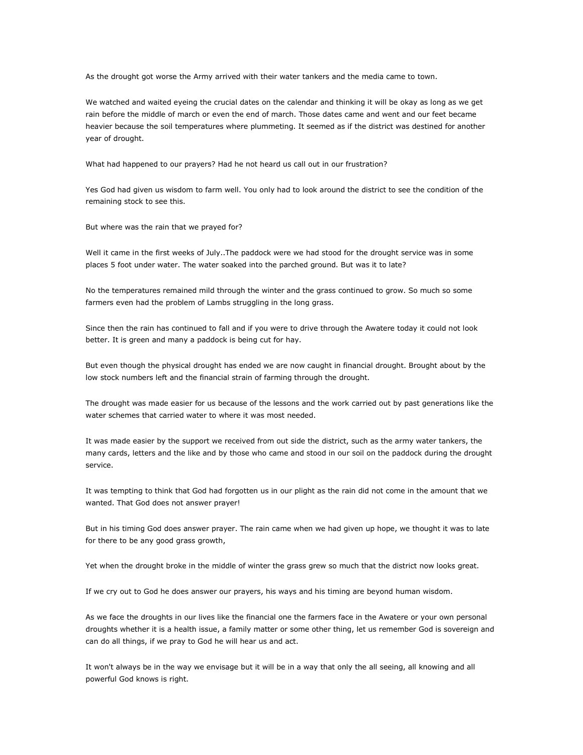As the drought got worse the Army arrived with their water tankers and the media came to town.

We watched and waited eyeing the crucial dates on the calendar and thinking it will be okay as long as we get rain before the middle of march or even the end of march. Those dates came and went and our feet became heavier because the soil temperatures where plummeting. It seemed as if the district was destined for another year of drought.

What had happened to our prayers? Had he not heard us call out in our frustration?

Yes God had given us wisdom to farm well. You only had to look around the district to see the condition of the remaining stock to see this.

But where was the rain that we prayed for?

Well it came in the first weeks of July..The paddock were we had stood for the drought service was in some places 5 foot under water. The water soaked into the parched ground. But was it to late?

No the temperatures remained mild through the winter and the grass continued to grow. So much so some farmers even had the problem of Lambs struggling in the long grass.

Since then the rain has continued to fall and if you were to drive through the Awatere today it could not look better. It is green and many a paddock is being cut for hay.

But even though the physical drought has ended we are now caught in financial drought. Brought about by the low stock numbers left and the financial strain of farming through the drought.

The drought was made easier for us because of the lessons and the work carried out by past generations like the water schemes that carried water to where it was most needed.

It was made easier by the support we received from out side the district, such as the army water tankers, the many cards, letters and the like and by those who came and stood in our soil on the paddock during the drought service.

It was tempting to think that God had forgotten us in our plight as the rain did not come in the amount that we wanted. That God does not answer prayer!

But in his timing God does answer prayer. The rain came when we had given up hope, we thought it was to late for there to be any good grass growth,

Yet when the drought broke in the middle of winter the grass grew so much that the district now looks great.

If we cry out to God he does answer our prayers, his ways and his timing are beyond human wisdom.

As we face the droughts in our lives like the financial one the farmers face in the Awatere or your own personal droughts whether it is a health issue, a family matter or some other thing, let us remember God is sovereign and can do all things, if we pray to God he will hear us and act.

It won't always be in the way we envisage but it will be in a way that only the all seeing, all knowing and all powerful God knows is right.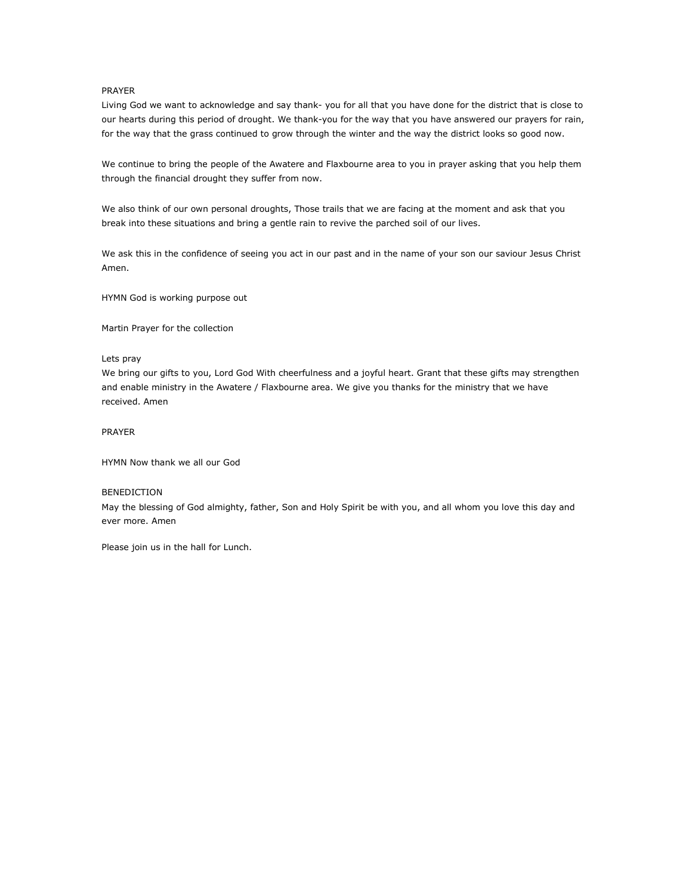PRAYER

Living God we want to acknowledge and say thank- you for all that you have done for the district that is close to our hearts during this period of drought. We thank-you for the way that you have answered our prayers for rain, for the way that the grass continued to grow through the winter and the way the district looks so good now.

We continue to bring the people of the Awatere and Flaxbourne area to you in prayer asking that you help them through the financial drought they suffer from now.

We also think of our own personal droughts, Those trails that we are facing at the moment and ask that you break into these situations and bring a gentle rain to revive the parched soil of our lives.

We ask this in the confidence of seeing you act in our past and in the name of your son our saviour Jesus Christ Amen.

HYMN God is working purpose out

Martin Prayer for the collection

Lets pray

We bring our gifts to you, Lord God With cheerfulness and a joyful heart. Grant that these gifts may strengthen and enable ministry in the Awatere / Flaxbourne area. We give you thanks for the ministry that we have received. Amen

PRAYER

HYMN Now thank we all our God

BENEDICTION

May the blessing of God almighty, father, Son and Holy Spirit be with you, and all whom you love this day and ever more. Amen

Please join us in the hall for Lunch.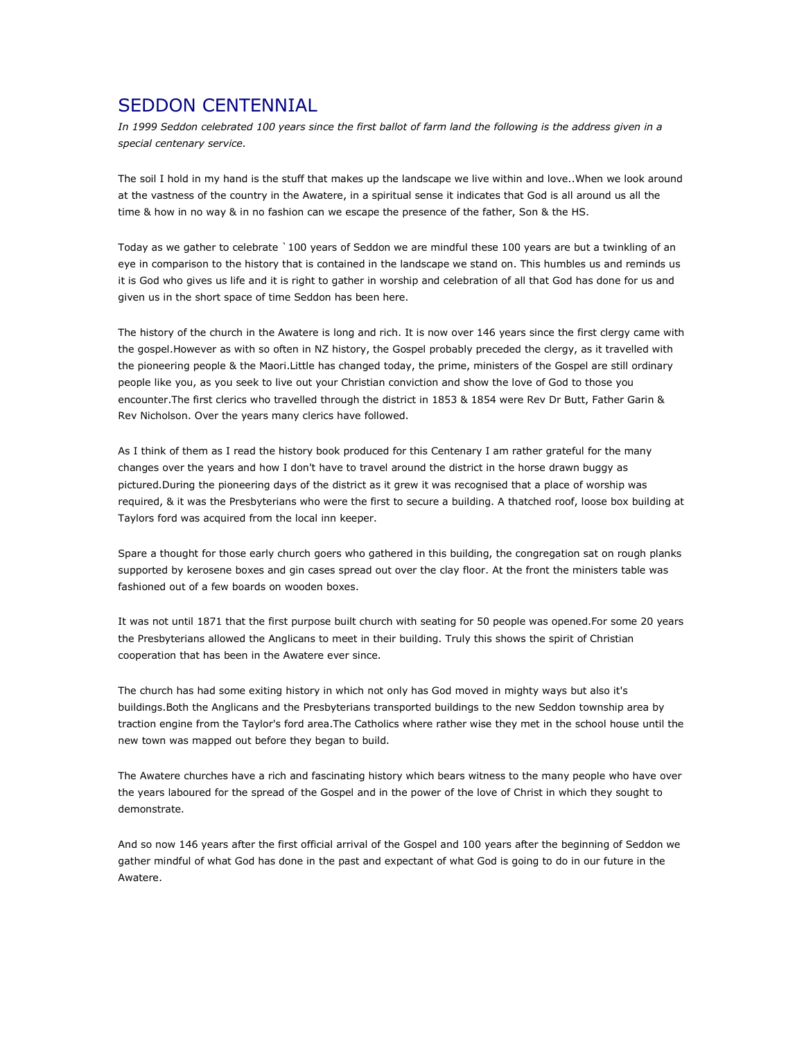# SEDDON CENTENNIAL

*In 1999 Seddon celebrated 100 years since the first ballot of farm land the following is the address given in a special centenary service.*

The soil I hold in my hand is the stuff that makes up the landscape we live within and love..When we look around at the vastness of the country in the Awatere, in a spiritual sense it indicates that God is all around us all the time & how in no way & in no fashion can we escape the presence of the father, Son & the HS.

Today as we gather to celebrate `100 years of Seddon we are mindful these 100 years are but a twinkling of an eye in comparison to the history that is contained in the landscape we stand on. This humbles us and reminds us it is God who gives us life and it is right to gather in worship and celebration of all that God has done for us and given us in the short space of time Seddon has been here.

The history of the church in the Awatere is long and rich. It is now over 146 years since the first clergy came with the gospel.However as with so often in NZ history, the Gospel probably preceded the clergy, as it travelled with the pioneering people & the Maori.Little has changed today, the prime, ministers of the Gospel are still ordinary people like you, as you seek to live out your Christian conviction and show the love of God to those you encounter.The first clerics who travelled through the district in 1853 & 1854 were Rev Dr Butt, Father Garin & Rev Nicholson. Over the years many clerics have followed.

As I think of them as I read the history book produced for this Centenary I am rather grateful for the many changes over the years and how I don't have to travel around the district in the horse drawn buggy as pictured.During the pioneering days of the district as it grew it was recognised that a place of worship was required, & it was the Presbyterians who were the first to secure a building. A thatched roof, loose box building at Taylors ford was acquired from the local inn keeper.

Spare a thought for those early church goers who gathered in this building, the congregation sat on rough planks supported by kerosene boxes and gin cases spread out over the clay floor. At the front the ministers table was fashioned out of a few boards on wooden boxes.

It was not until 1871 that the first purpose built church with seating for 50 people was opened.For some 20 years the Presbyterians allowed the Anglicans to meet in their building. Truly this shows the spirit of Christian cooperation that has been in the Awatere ever since.

The church has had some exiting history in which not only has God moved in mighty ways but also it's buildings.Both the Anglicans and the Presbyterians transported buildings to the new Seddon township area by traction engine from the Taylor's ford area.The Catholics where rather wise they met in the school house until the new town was mapped out before they began to build.

The Awatere churches have a rich and fascinating history which bears witness to the many people who have over the years laboured for the spread of the Gospel and in the power of the love of Christ in which they sought to demonstrate.

And so now 146 years after the first official arrival of the Gospel and 100 years after the beginning of Seddon we gather mindful of what God has done in the past and expectant of what God is going to do in our future in the Awatere.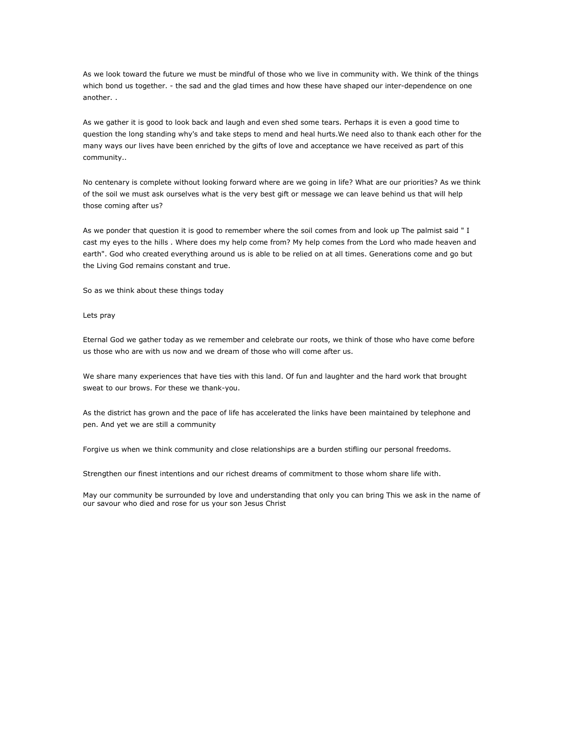As we look toward the future we must be mindful of those who we live in community with. We think of the things which bond us together. - the sad and the glad times and how these have shaped our inter-dependence on one another. .

As we gather it is good to look back and laugh and even shed some tears. Perhaps it is even a good time to question the long standing why's and take steps to mend and heal hurts.We need also to thank each other for the many ways our lives have been enriched by the gifts of love and acceptance we have received as part of this community..

No centenary is complete without looking forward where are we going in life? What are our priorities? As we think of the soil we must ask ourselves what is the very best gift or message we can leave behind us that will help those coming after us?

As we ponder that question it is good to remember where the soil comes from and look up The palmist said " I cast my eyes to the hills . Where does my help come from? My help comes from the Lord who made heaven and earth". God who created everything around us is able to be relied on at all times. Generations come and go but the Living God remains constant and true.

So as we think about these things today

Lets pray

Eternal God we gather today as we remember and celebrate our roots, we think of those who have come before us those who are with us now and we dream of those who will come after us.

We share many experiences that have ties with this land. Of fun and laughter and the hard work that brought sweat to our brows. For these we thank-you.

As the district has grown and the pace of life has accelerated the links have been maintained by telephone and pen. And yet we are still a community

Forgive us when we think community and close relationships are a burden stifling our personal freedoms.

Strengthen our finest intentions and our richest dreams of commitment to those whom share life with.

May our community be surrounded by love and understanding that only you can bring This we ask in the name of our savour who died and rose for us your son Jesus Christ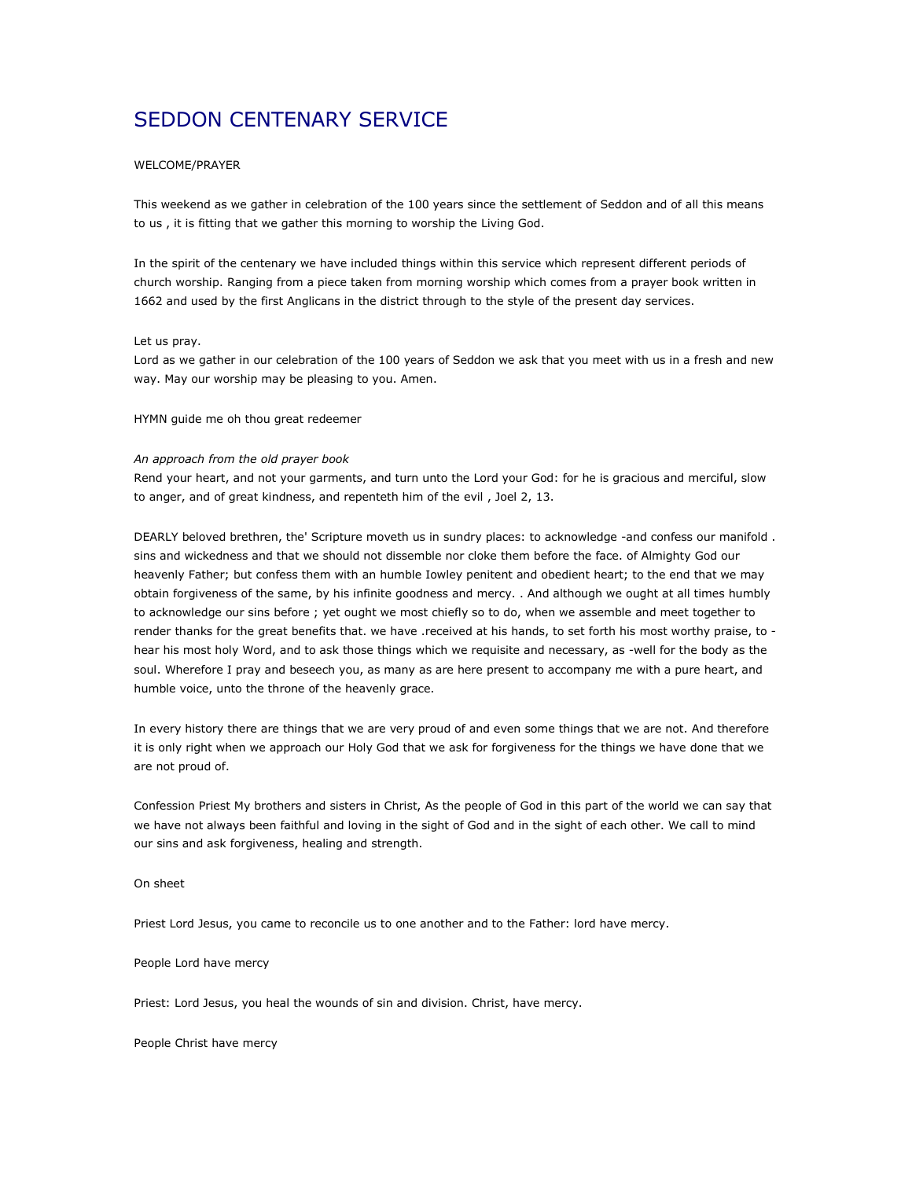# SEDDON CENTENARY SERVICE

WELCOME/PRAYER

This weekend as we gather in celebration of the 100 years since the settlement of Seddon and of all this means to us , it is fitting that we gather this morning to worship the Living God.

In the spirit of the centenary we have included things within this service which represent different periods of church worship. Ranging from a piece taken from morning worship which comes from a prayer book written in 1662 and used by the first Anglicans in the district through to the style of the present day services.

Let us pray.
Lord as we gather in our celebration of the 100 years of Seddon we ask that you meet with us in a fresh and new way. May our worship may be pleasing to you. Amen.

HYMN guide me oh thou great redeemer

*An approach from the old prayer book*
Rend your heart, and not your garments, and turn unto the Lord your God: for he is gracious and merciful, slow to anger, and of great kindness, and repenteth him of the evil , Joel 2, 13.

DEARLY beloved brethren, the' Scripture moveth us in sundry places: to acknowledge -and confess our manifold . sins and wickedness and that we should not dissemble nor cloke them before the face. of Almighty God our heavenly Father; but confess them with an humble Iowley penitent and obedient heart; to the end that we may obtain forgiveness of the same, by his infinite goodness and mercy. . And although we ought at all times humbly to acknowledge our sins before ; yet ought we most chiefly so to do, when we assemble and meet together to render thanks for the great benefits that. we have .received at his hands, to set forth his most worthy praise, to - hear his most holy Word, and to ask those things which we requisite and necessary, as -well for the body as the soul. Wherefore I pray and beseech you, as many as are here present to accompany me with a pure heart, and humble voice, unto the throne of the heavenly grace.

In every history there are things that we are very proud of and even some things that we are not. And therefore it is only right when we approach our Holy God that we ask for forgiveness for the things we have done that we are not proud of.

Confession Priest My brothers and sisters in Christ, As the people of God in this part of the world we can say that we have not always been faithful and loving in the sight of God and in the sight of each other. We call to mind our sins and ask forgiveness, healing and strength.

On sheet

Priest Lord Jesus, you came to reconcile us to one another and to the Father: lord have mercy.

People Lord have mercy

Priest: Lord Jesus, you heal the wounds of sin and division. Christ, have mercy.

People Christ have mercy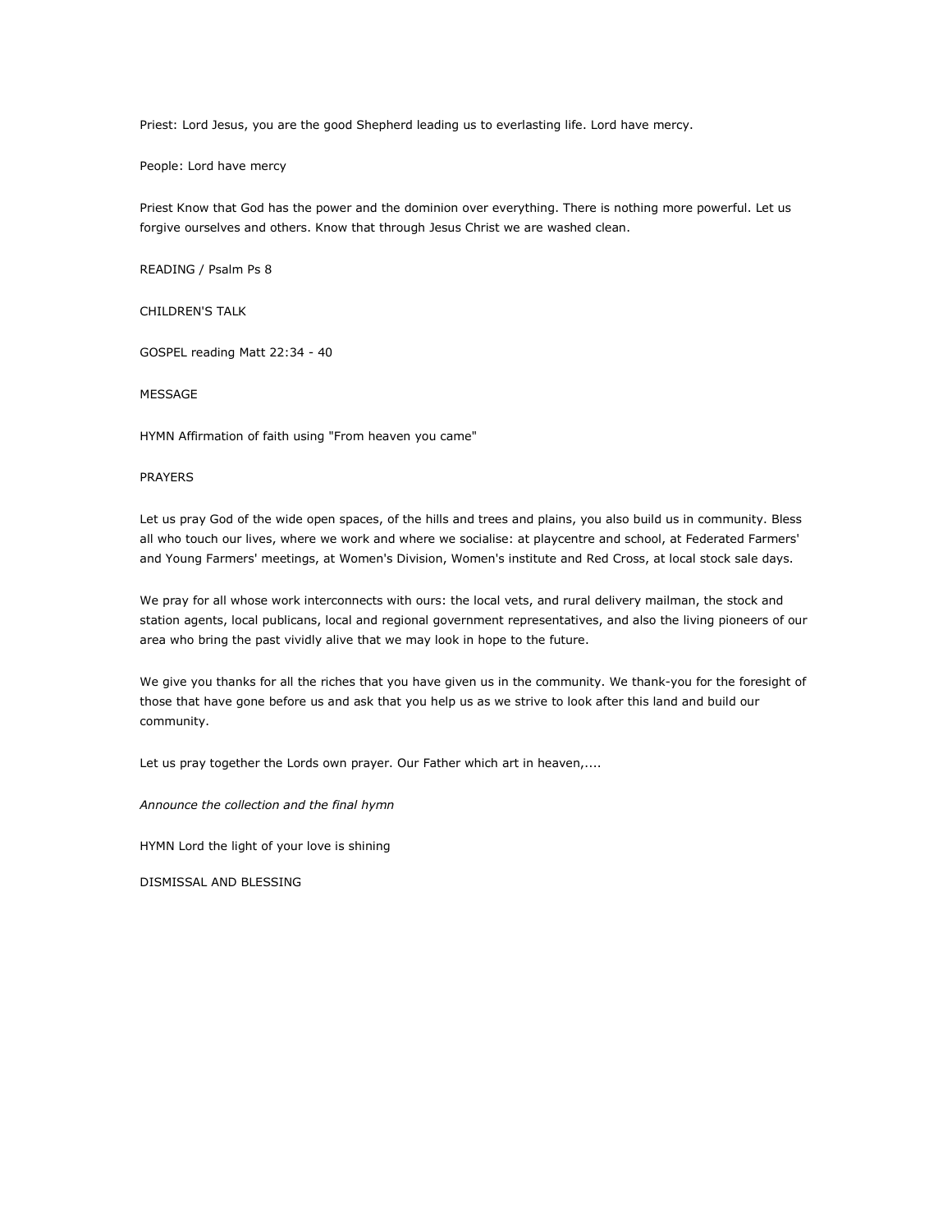Priest: Lord Jesus, you are the good Shepherd leading us to everlasting life. Lord have mercy.

People: Lord have mercy

Priest Know that God has the power and the dominion over everything. There is nothing more powerful. Let us forgive ourselves and others. Know that through Jesus Christ we are washed clean.

READING / Psalm Ps 8

CHILDREN'S TALK

GOSPEL reading Matt 22:34 - 40

MESSAGE

HYMN Affirmation of faith using "From heaven you came"

PRAYERS

Let us pray God of the wide open spaces, of the hills and trees and plains, you also build us in community. Bless all who touch our lives, where we work and where we socialise: at playcentre and school, at Federated Farmers' and Young Farmers' meetings, at Women's Division, Women's institute and Red Cross, at local stock sale days.

We pray for all whose work interconnects with ours: the local vets, and rural delivery mailman, the stock and station agents, local publicans, local and regional government representatives, and also the living pioneers of our area who bring the past vividly alive that we may look in hope to the future.

We give you thanks for all the riches that you have given us in the community. We thank-you for the foresight of those that have gone before us and ask that you help us as we strive to look after this land and build our community.

Let us pray together the Lords own prayer. Our Father which art in heaven,....

*Announce the collection and the final hymn*

HYMN Lord the light of your love is shining

DISMISSAL AND BLESSING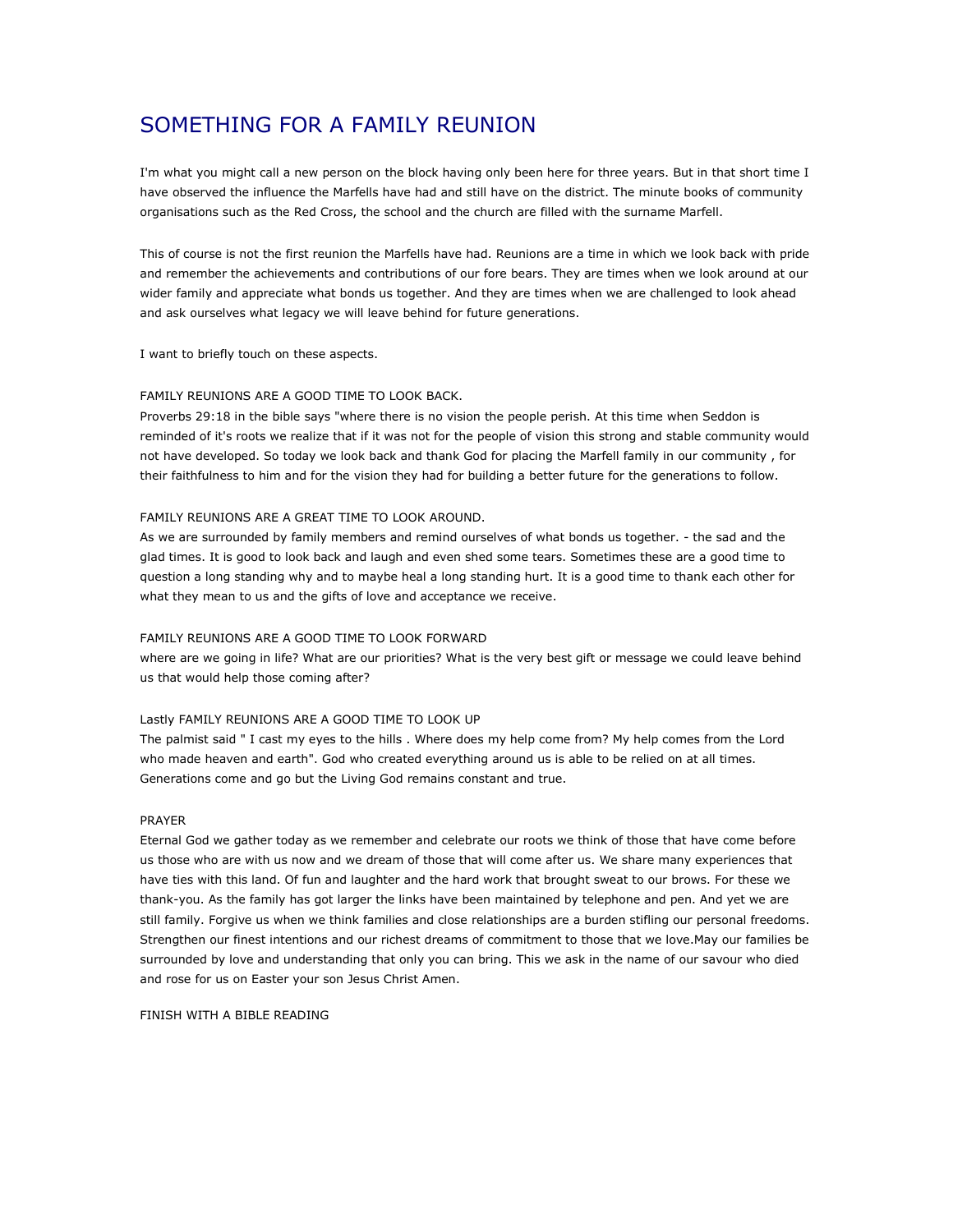# SOMETHING FOR A FAMILY REUNION

I'm what you might call a new person on the block having only been here for three years. But in that short time I have observed the influence the Marfells have had and still have on the district. The minute books of community organisations such as the Red Cross, the school and the church are filled with the surname Marfell.

This of course is not the first reunion the Marfells have had. Reunions are a time in which we look back with pride and remember the achievements and contributions of our fore bears. They are times when we look around at our wider family and appreciate what bonds us together. And they are times when we are challenged to look ahead and ask ourselves what legacy we will leave behind for future generations.

I want to briefly touch on these aspects.

FAMILY REUNIONS ARE A GOOD TIME TO LOOK BACK.
Proverbs 29:18 in the bible says "where there is no vision the people perish. At this time when Seddon is reminded of it's roots we realize that if it was not for the people of vision this strong and stable community would not have developed. So today we look back and thank God for placing the Marfell family in our community , for their faithfulness to him and for the vision they had for building a better future for the generations to follow.

FAMILY REUNIONS ARE A GREAT TIME TO LOOK AROUND.
As we are surrounded by family members and remind ourselves of what bonds us together. - the sad and the glad times. It is good to look back and laugh and even shed some tears. Sometimes these are a good time to question a long standing why and to maybe heal a long standing hurt. It is a good time to thank each other for what they mean to us and the gifts of love and acceptance we receive.

FAMILY REUNIONS ARE A GOOD TIME TO LOOK FORWARD
where are we going in life? What are our priorities? What is the very best gift or message we could leave behind us that would help those coming after?

Lastly FAMILY REUNIONS ARE A GOOD TIME TO LOOK UP
The palmist said " I cast my eyes to the hills . Where does my help come from? My help comes from the Lord who made heaven and earth". God who created everything around us is able to be relied on at all times. Generations come and go but the Living God remains constant and true.

PRAYER
Eternal God we gather today as we remember and celebrate our roots we think of those that have come before us those who are with us now and we dream of those that will come after us. We share many experiences that have ties with this land. Of fun and laughter and the hard work that brought sweat to our brows. For these we thank-you. As the family has got larger the links have been maintained by telephone and pen. And yet we are still family. Forgive us when we think families and close relationships are a burden stifling our personal freedoms. Strengthen our finest intentions and our richest dreams of commitment to those that we love.May our families be surrounded by love and understanding that only you can bring. This we ask in the name of our savour who died and rose for us on Easter your son Jesus Christ Amen.

FINISH WITH A BIBLE READING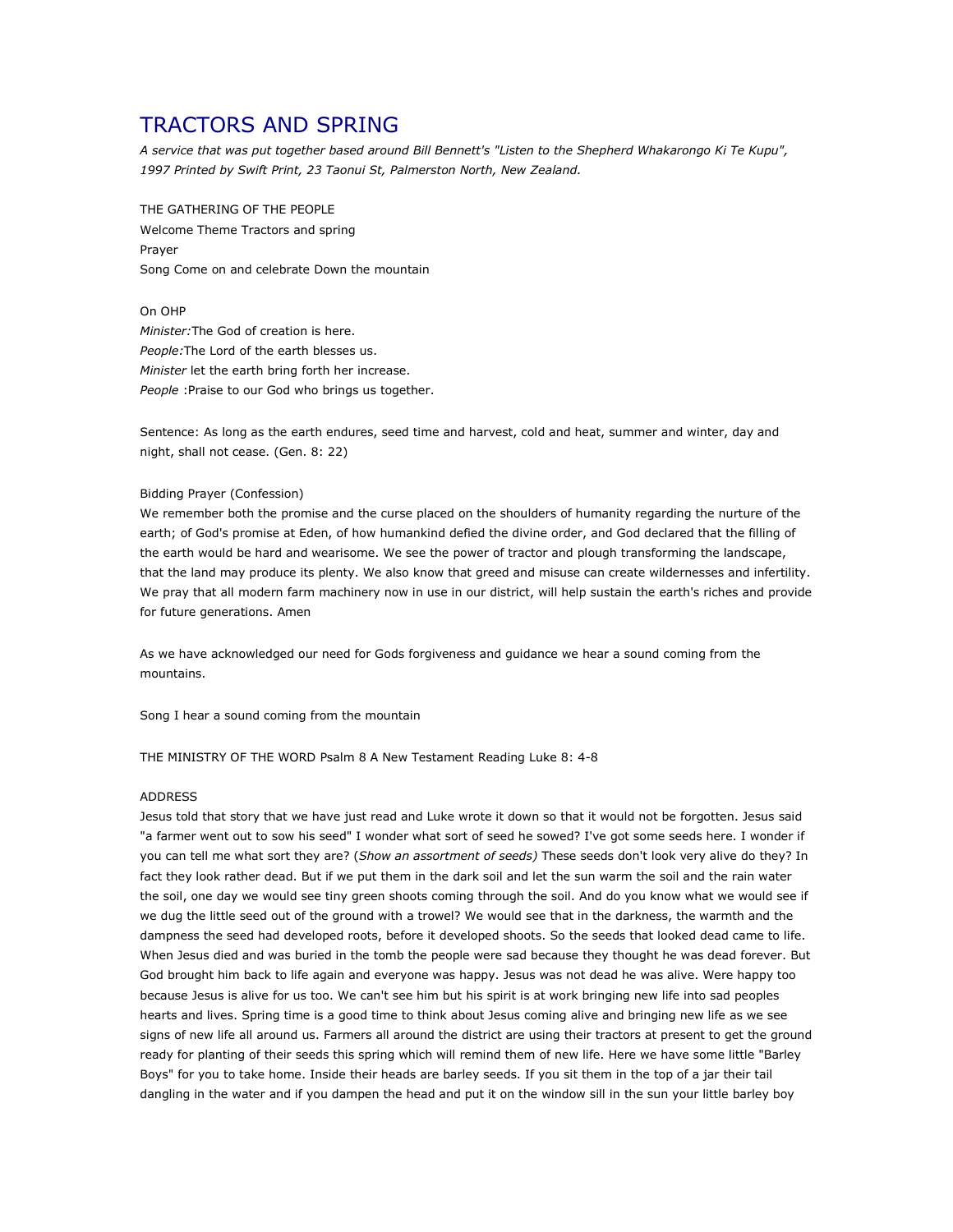# TRACTORS AND SPRING

*A service that was put together based around Bill Bennett's "Listen to the Shepherd Whakarongo Ki Te Kupu", 1997 Printed by Swift Print, 23 Taonui St, Palmerston North, New Zealand.*

THE GATHERING OF THE PEOPLE
Welcome Theme Tractors and spring
Prayer
Song Come on and celebrate Down the mountain

On OHP
*Minister:*The God of creation is here.
*People:*The Lord of the earth blesses us.
*Minister* let the earth bring forth her increase.
*People* :Praise to our God who brings us together.

Sentence: As long as the earth endures, seed time and harvest, cold and heat, summer and winter, day and night, shall not cease. (Gen. 8: 22)

Bidding Prayer (Confession)
We remember both the promise and the curse placed on the shoulders of humanity regarding the nurture of the earth; of God's promise at Eden, of how humankind defied the divine order, and God declared that the filling of the earth would be hard and wearisome. We see the power of tractor and plough transforming the landscape, that the land may produce its plenty. We also know that greed and misuse can create wildernesses and infertility. We pray that all modern farm machinery now in use in our district, will help sustain the earth's riches and provide for future generations. Amen

As we have acknowledged our need for Gods forgiveness and guidance we hear a sound coming from the mountains.

Song I hear a sound coming from the mountain

THE MINISTRY OF THE WORD Psalm 8 A New Testament Reading Luke 8: 4-8

ADDRESS
Jesus told that story that we have just read and Luke wrote it down so that it would not be forgotten. Jesus said "a farmer went out to sow his seed" I wonder what sort of seed he sowed? I've got some seeds here. I wonder if you can tell me what sort they are? (*Show an assortment of seeds)* These seeds don't look very alive do they? In fact they look rather dead. But if we put them in the dark soil and let the sun warm the soil and the rain water the soil, one day we would see tiny green shoots coming through the soil. And do you know what we would see if we dug the little seed out of the ground with a trowel? We would see that in the darkness, the warmth and the dampness the seed had developed roots, before it developed shoots. So the seeds that looked dead came to life. When Jesus died and was buried in the tomb the people were sad because they thought he was dead forever. But God brought him back to life again and everyone was happy. Jesus was not dead he was alive. Were happy too because Jesus is alive for us too. We can't see him but his spirit is at work bringing new life into sad peoples hearts and lives. Spring time is a good time to think about Jesus coming alive and bringing new life as we see signs of new life all around us. Farmers all around the district are using their tractors at present to get the ground ready for planting of their seeds this spring which will remind them of new life. Here we have some little "Barley Boys" for you to take home. Inside their heads are barley seeds. If you sit them in the top of a jar their tail dangling in the water and if you dampen the head and put it on the window sill in the sun your little barley boy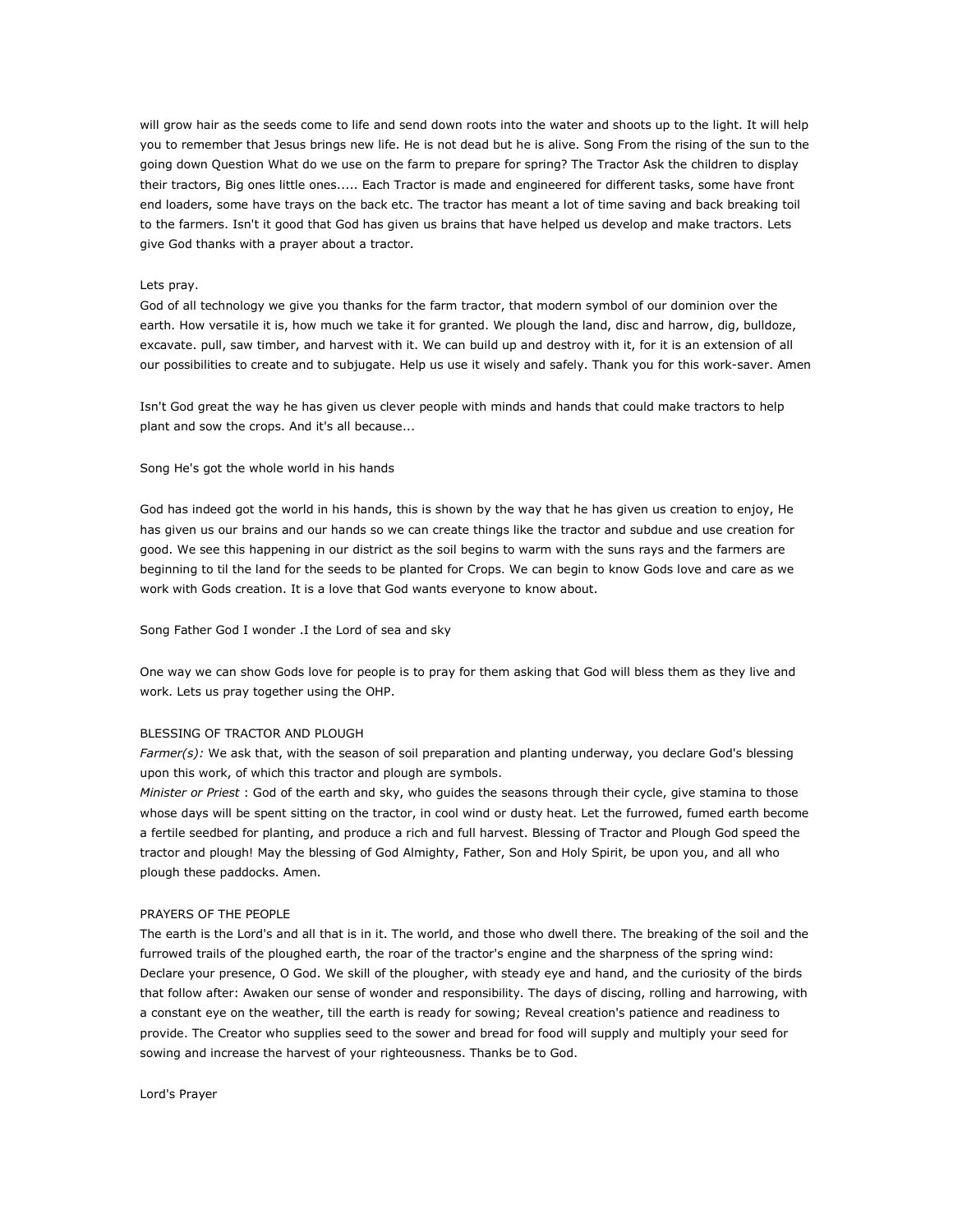will grow hair as the seeds come to life and send down roots into the water and shoots up to the light. It will help you to remember that Jesus brings new life. He is not dead but he is alive. Song From the rising of the sun to the going down Question What do we use on the farm to prepare for spring? The Tractor Ask the children to display their tractors, Big ones little ones..... Each Tractor is made and engineered for different tasks, some have front end loaders, some have trays on the back etc. The tractor has meant a lot of time saving and back breaking toil to the farmers. Isn't it good that God has given us brains that have helped us develop and make tractors. Lets give God thanks with a prayer about a tractor.

Lets pray.
God of all technology we give you thanks for the farm tractor, that modern symbol of our dominion over the earth. How versatile it is, how much we take it for granted. We plough the land, disc and harrow, dig, bulldoze, excavate. pull, saw timber, and harvest with it. We can build up and destroy with it, for it is an extension of all our possibilities to create and to subjugate. Help us use it wisely and safely. Thank you for this work-saver. Amen

Isn't God great the way he has given us clever people with minds and hands that could make tractors to help plant and sow the crops. And it's all because...

Song He's got the whole world in his hands

God has indeed got the world in his hands, this is shown by the way that he has given us creation to enjoy, He has given us our brains and our hands so we can create things like the tractor and subdue and use creation for good. We see this happening in our district as the soil begins to warm with the suns rays and the farmers are beginning to til the land for the seeds to be planted for Crops. We can begin to know Gods love and care as we work with Gods creation. It is a love that God wants everyone to know about.

Song Father God I wonder .I the Lord of sea and sky

One way we can show Gods love for people is to pray for them asking that God will bless them as they live and work. Lets us pray together using the OHP.

BLESSING OF TRACTOR AND PLOUGH
*Farmer(s):* We ask that, with the season of soil preparation and planting underway, you declare God's blessing upon this work, of which this tractor and plough are symbols.
*Minister or Priest* : God of the earth and sky, who guides the seasons through their cycle, give stamina to those whose days will be spent sitting on the tractor, in cool wind or dusty heat. Let the furrowed, fumed earth become a fertile seedbed for planting, and produce a rich and full harvest. Blessing of Tractor and Plough God speed the tractor and plough! May the blessing of God Almighty, Father, Son and Holy Spirit, be upon you, and all who plough these paddocks. Amen.

PRAYERS OF THE PEOPLE
The earth is the Lord's and all that is in it. The world, and those who dwell there. The breaking of the soil and the furrowed trails of the ploughed earth, the roar of the tractor's engine and the sharpness of the spring wind: Declare your presence, O God. We skill of the plougher, with steady eye and hand, and the curiosity of the birds that follow after: Awaken our sense of wonder and responsibility. The days of discing, rolling and harrowing, with a constant eye on the weather, till the earth is ready for sowing; Reveal creation's patience and readiness to provide. The Creator who supplies seed to the sower and bread for food will supply and multiply your seed for sowing and increase the harvest of your righteousness. Thanks be to God.

Lord's Prayer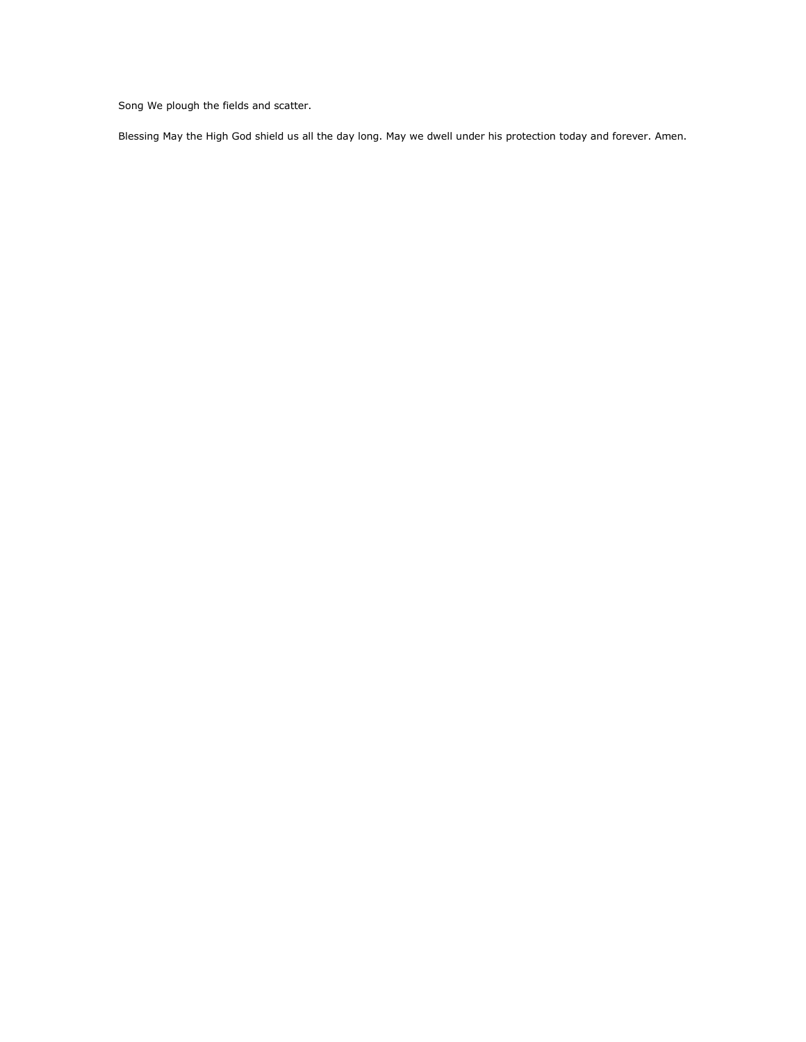Song We plough the fields and scatter.

Blessing May the High God shield us all the day long. May we dwell under his protection today and forever. Amen.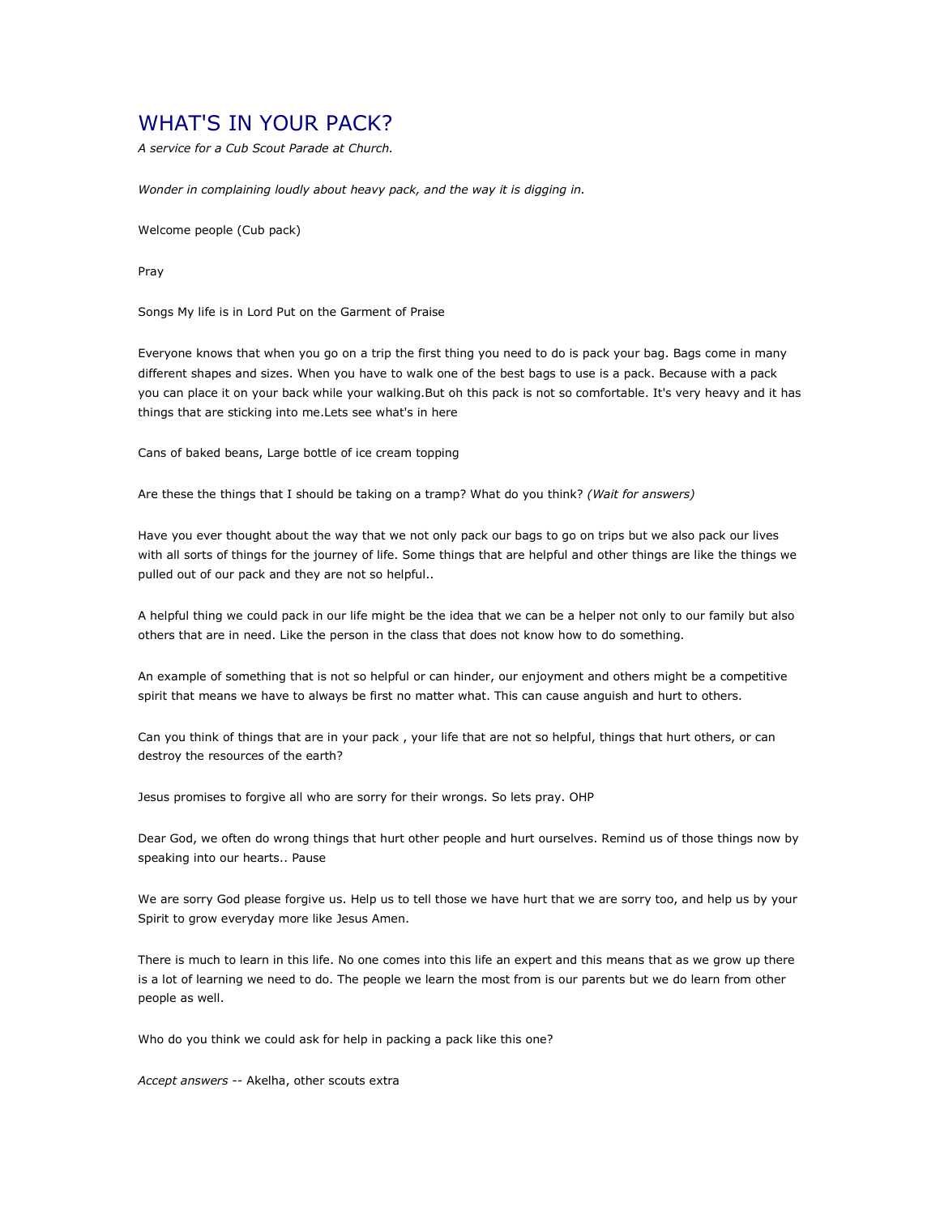# WHAT'S IN YOUR PACK?

*A service for a Cub Scout Parade at Church.*

*Wonder in complaining loudly about heavy pack, and the way it is digging in.*

Welcome people (Cub pack)

Pray

Songs My life is in Lord Put on the Garment of Praise

Everyone knows that when you go on a trip the first thing you need to do is pack your bag. Bags come in many different shapes and sizes. When you have to walk one of the best bags to use is a pack. Because with a pack you can place it on your back while your walking.But oh this pack is not so comfortable. It's very heavy and it has things that are sticking into me.Lets see what's in here

Cans of baked beans, Large bottle of ice cream topping

Are these the things that I should be taking on a tramp? What do you think? *(Wait for answers)*

Have you ever thought about the way that we not only pack our bags to go on trips but we also pack our lives with all sorts of things for the journey of life. Some things that are helpful and other things are like the things we pulled out of our pack and they are not so helpful..

A helpful thing we could pack in our life might be the idea that we can be a helper not only to our family but also others that are in need. Like the person in the class that does not know how to do something.

An example of something that is not so helpful or can hinder, our enjoyment and others might be a competitive spirit that means we have to always be first no matter what. This can cause anguish and hurt to others.

Can you think of things that are in your pack , your life that are not so helpful, things that hurt others, or can destroy the resources of the earth?

Jesus promises to forgive all who are sorry for their wrongs. So lets pray. OHP

Dear God, we often do wrong things that hurt other people and hurt ourselves. Remind us of those things now by speaking into our hearts.. Pause

We are sorry God please forgive us. Help us to tell those we have hurt that we are sorry too, and help us by your Spirit to grow everyday more like Jesus Amen.

There is much to learn in this life. No one comes into this life an expert and this means that as we grow up there is a lot of learning we need to do. The people we learn the most from is our parents but we do learn from other people as well.

Who do you think we could ask for help in packing a pack like this one?

*Accept answers* -- Akelha, other scouts extra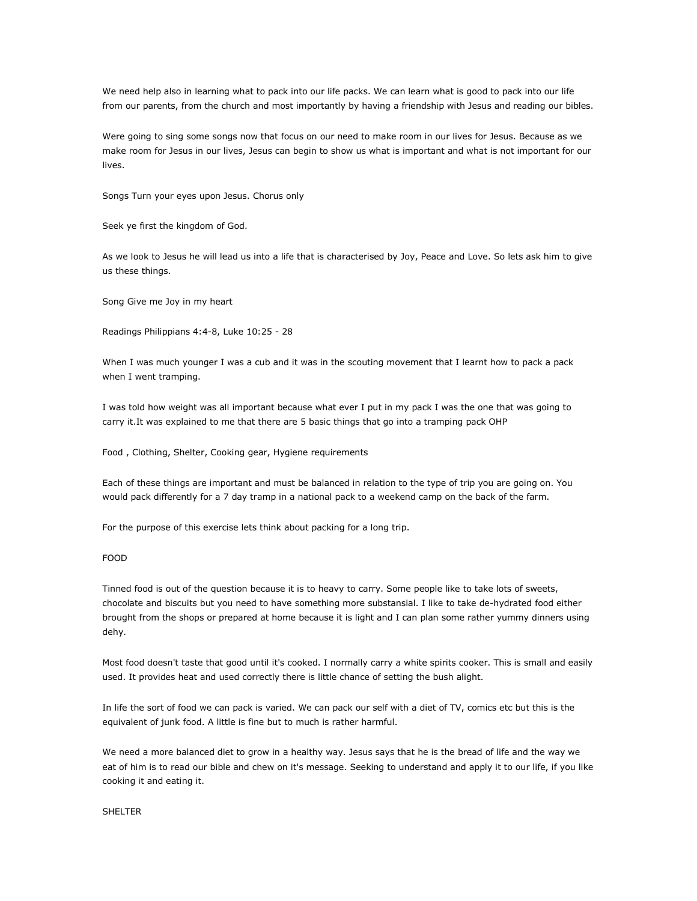We need help also in learning what to pack into our life packs. We can learn what is good to pack into our life from our parents, from the church and most importantly by having a friendship with Jesus and reading our bibles.

Were going to sing some songs now that focus on our need to make room in our lives for Jesus. Because as we make room for Jesus in our lives, Jesus can begin to show us what is important and what is not important for our lives.

Songs Turn your eyes upon Jesus. Chorus only

Seek ye first the kingdom of God.

As we look to Jesus he will lead us into a life that is characterised by Joy, Peace and Love. So lets ask him to give us these things.

Song Give me Joy in my heart

Readings Philippians 4:4-8, Luke 10:25 - 28

When I was much younger I was a cub and it was in the scouting movement that I learnt how to pack a pack when I went tramping.

I was told how weight was all important because what ever I put in my pack I was the one that was going to carry it.It was explained to me that there are 5 basic things that go into a tramping pack OHP

Food , Clothing, Shelter, Cooking gear, Hygiene requirements

Each of these things are important and must be balanced in relation to the type of trip you are going on. You would pack differently for a 7 day tramp in a national pack to a weekend camp on the back of the farm.

For the purpose of this exercise lets think about packing for a long trip.

FOOD

Tinned food is out of the question because it is to heavy to carry. Some people like to take lots of sweets, chocolate and biscuits but you need to have something more substansial. I like to take de-hydrated food either brought from the shops or prepared at home because it is light and I can plan some rather yummy dinners using dehy.

Most food doesn't taste that good until it's cooked. I normally carry a white spirits cooker. This is small and easily used. It provides heat and used correctly there is little chance of setting the bush alight.

In life the sort of food we can pack is varied. We can pack our self with a diet of TV, comics etc but this is the equivalent of junk food. A little is fine but to much is rather harmful.

We need a more balanced diet to grow in a healthy way. Jesus says that he is the bread of life and the way we eat of him is to read our bible and chew on it's message. Seeking to understand and apply it to our life, if you like cooking it and eating it.

SHELTER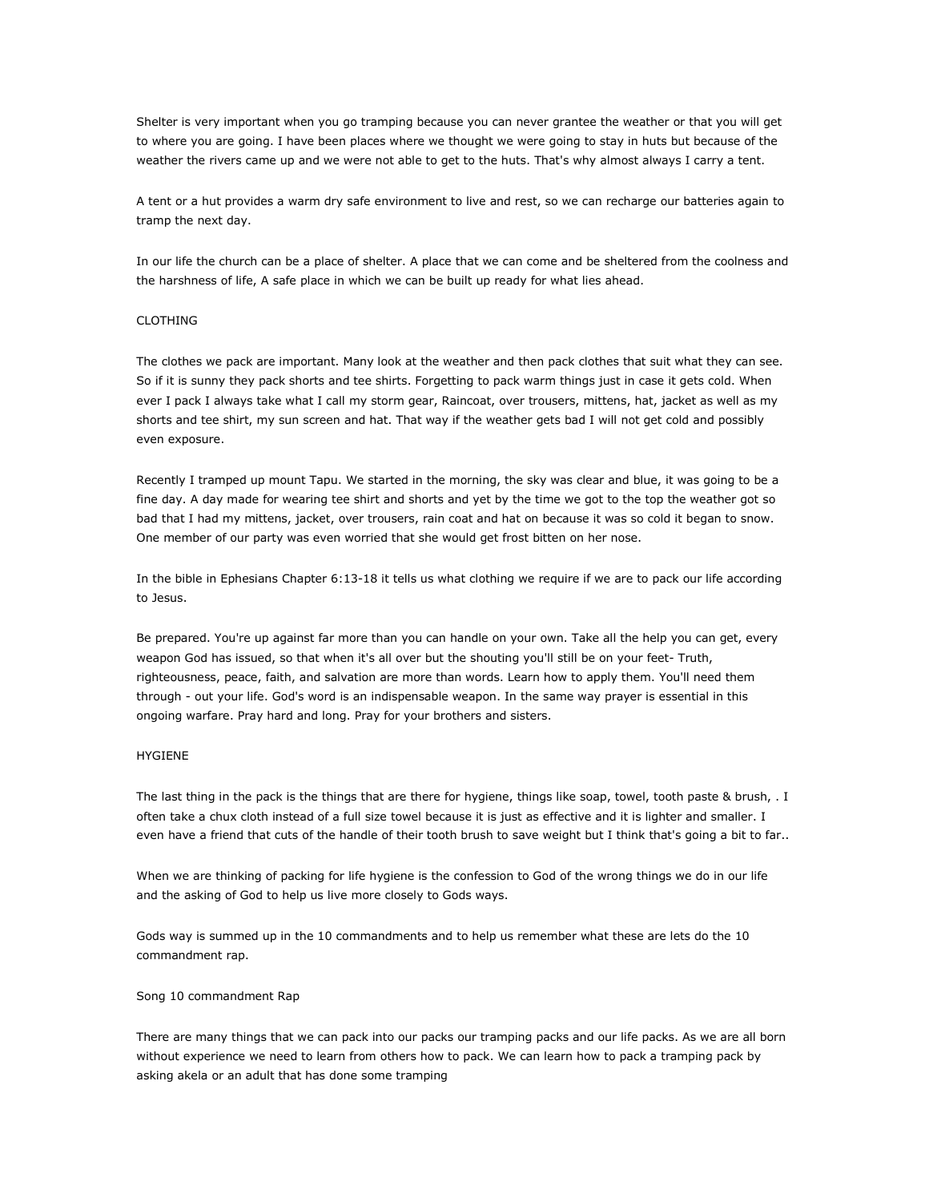Shelter is very important when you go tramping because you can never grantee the weather or that you will get to where you are going. I have been places where we thought we were going to stay in huts but because of the weather the rivers came up and we were not able to get to the huts. That's why almost always I carry a tent.

A tent or a hut provides a warm dry safe environment to live and rest, so we can recharge our batteries again to tramp the next day.

In our life the church can be a place of shelter. A place that we can come and be sheltered from the coolness and the harshness of life, A safe place in which we can be built up ready for what lies ahead.

## CLOTHING

The clothes we pack are important. Many look at the weather and then pack clothes that suit what they can see. So if it is sunny they pack shorts and tee shirts. Forgetting to pack warm things just in case it gets cold. When ever I pack I always take what I call my storm gear, Raincoat, over trousers, mittens, hat, jacket as well as my shorts and tee shirt, my sun screen and hat. That way if the weather gets bad I will not get cold and possibly even exposure.

Recently I tramped up mount Tapu. We started in the morning, the sky was clear and blue, it was going to be a fine day. A day made for wearing tee shirt and shorts and yet by the time we got to the top the weather got so bad that I had my mittens, jacket, over trousers, rain coat and hat on because it was so cold it began to snow. One member of our party was even worried that she would get frost bitten on her nose.

In the bible in Ephesians Chapter 6:13-18 it tells us what clothing we require if we are to pack our life according to Jesus.

Be prepared. You're up against far more than you can handle on your own. Take all the help you can get, every weapon God has issued, so that when it's all over but the shouting you'll still be on your feet- Truth, righteousness, peace, faith, and salvation are more than words. Learn how to apply them. You'll need them through - out your life. God's word is an indispensable weapon. In the same way prayer is essential in this ongoing warfare. Pray hard and long. Pray for your brothers and sisters.

## HYGIENE

The last thing in the pack is the things that are there for hygiene, things like soap, towel, tooth paste & brush, . I often take a chux cloth instead of a full size towel because it is just as effective and it is lighter and smaller. I even have a friend that cuts of the handle of their tooth brush to save weight but I think that's going a bit to far..

When we are thinking of packing for life hygiene is the confession to God of the wrong things we do in our life and the asking of God to help us live more closely to Gods ways.

Gods way is summed up in the 10 commandments and to help us remember what these are lets do the 10 commandment rap.

Song 10 commandment Rap

There are many things that we can pack into our packs our tramping packs and our life packs. As we are all born without experience we need to learn from others how to pack. We can learn how to pack a tramping pack by asking akela or an adult that has done some tramping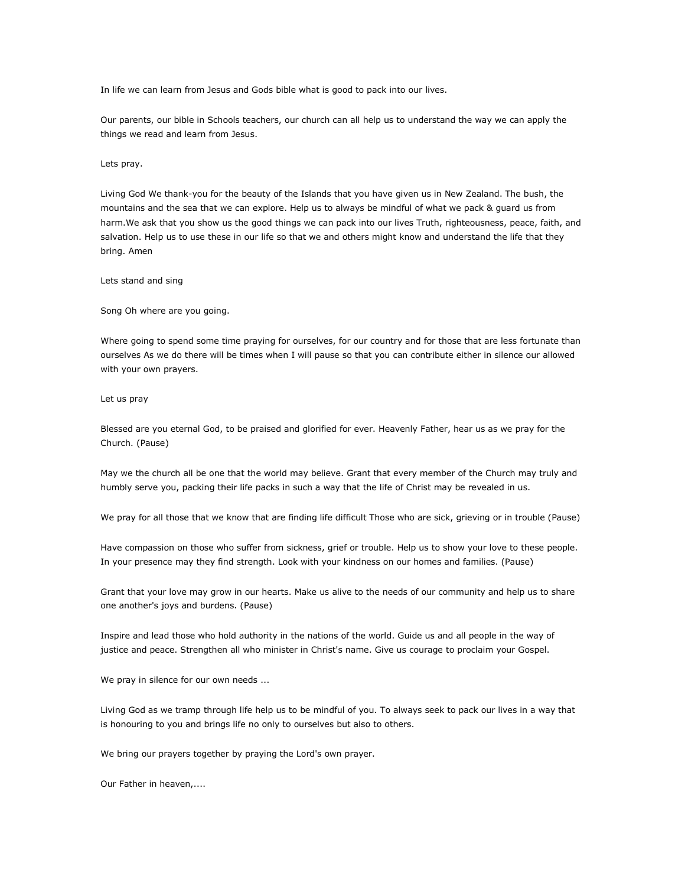In life we can learn from Jesus and Gods bible what is good to pack into our lives.

Our parents, our bible in Schools teachers, our church can all help us to understand the way we can apply the things we read and learn from Jesus.

Lets pray.

Living God We thank-you for the beauty of the Islands that you have given us in New Zealand. The bush, the mountains and the sea that we can explore. Help us to always be mindful of what we pack & guard us from harm.We ask that you show us the good things we can pack into our lives Truth, righteousness, peace, faith, and salvation. Help us to use these in our life so that we and others might know and understand the life that they bring. Amen

Lets stand and sing

Song Oh where are you going.

Where going to spend some time praying for ourselves, for our country and for those that are less fortunate than ourselves As we do there will be times when I will pause so that you can contribute either in silence our allowed with your own prayers.

Let us pray

Blessed are you eternal God, to be praised and glorified for ever. Heavenly Father, hear us as we pray for the Church. (Pause)

May we the church all be one that the world may believe. Grant that every member of the Church may truly and humbly serve you, packing their life packs in such a way that the life of Christ may be revealed in us.

We pray for all those that we know that are finding life difficult Those who are sick, grieving or in trouble (Pause)

Have compassion on those who suffer from sickness, grief or trouble. Help us to show your love to these people. In your presence may they find strength. Look with your kindness on our homes and families. (Pause)

Grant that your love may grow in our hearts. Make us alive to the needs of our community and help us to share one another's joys and burdens. (Pause)

Inspire and lead those who hold authority in the nations of the world. Guide us and all people in the way of justice and peace. Strengthen all who minister in Christ's name. Give us courage to proclaim your Gospel.

We pray in silence for our own needs ...

Living God as we tramp through life help us to be mindful of you. To always seek to pack our lives in a way that is honouring to you and brings life no only to ourselves but also to others.

We bring our prayers together by praying the Lord's own prayer.

Our Father in heaven,....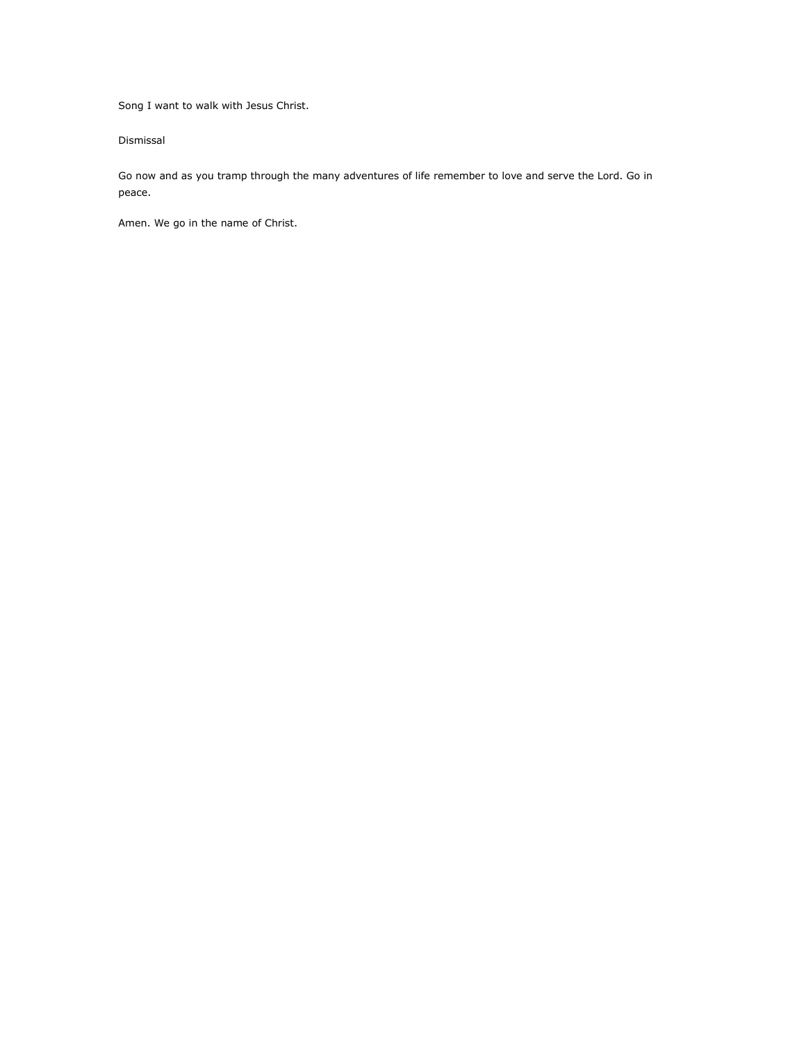Song I want to walk with Jesus Christ.

Dismissal

Go now and as you tramp through the many adventures of life remember to love and serve the Lord. Go in peace.

Amen. We go in the name of Christ.